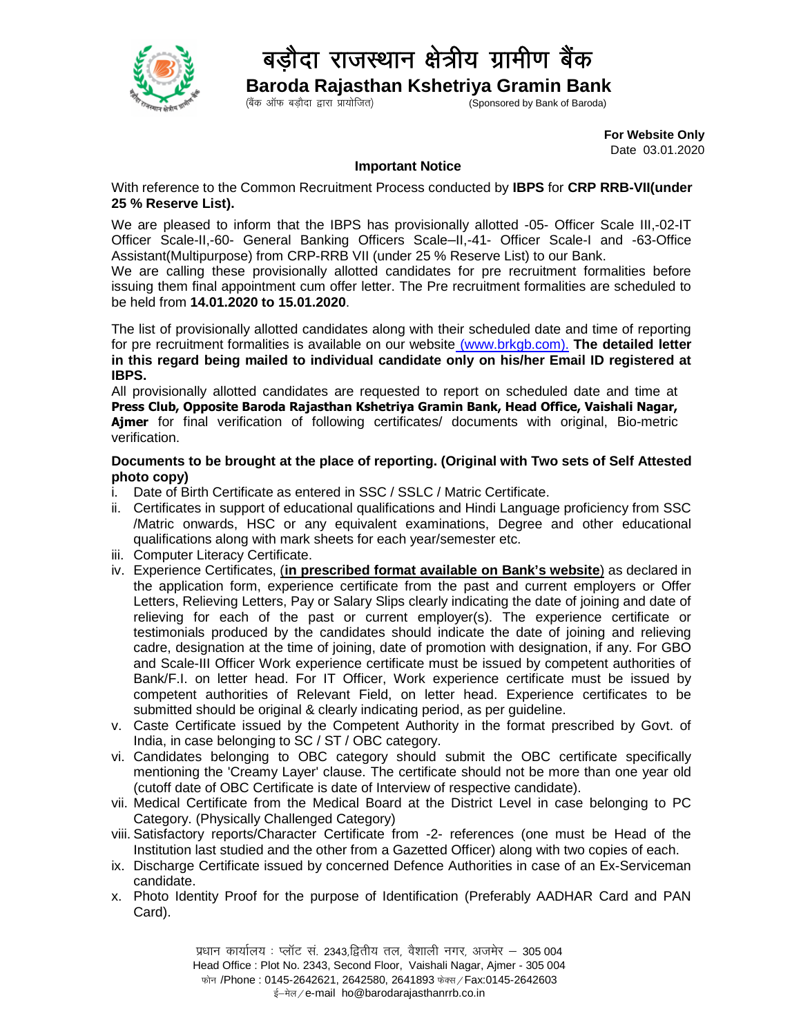# बड़ौदा राजस्थान क्षेत्रीय ग्रामीण बैंक

## Baroda Rajasthan Kshetriya Gramin Bank

(बैंक ऑफ बड़ौदा द्वारा प्रायोजित) (Sponsored by Bank of Baroda)

**For Website Only**
Date 03.01.2020

**Important Notice**

With reference to the Common Recruitment Process conducted by **IBPS** for **CRP RRB-VII(under 25 % Reserve List).**

We are pleased to inform that the IBPS has provisionally allotted -05- Officer Scale III,-02-IT Officer Scale-II,-60- General Banking Officers Scale–II,-41- Officer Scale-I and -63-Office Assistant(Multipurpose) from CRP-RRB VII (under 25 % Reserve List) to our Bank.
We are calling these provisionally allotted candidates for pre recruitment formalities before issuing them final appointment cum offer letter. The Pre recruitment formalities are scheduled to be held from **14.01.2020 to 15.01.2020**.

The list of provisionally allotted candidates along with their scheduled date and time of reporting for pre recruitment formalities is available on our website (www.brkgb.com). **The detailed letter in this regard being mailed to individual candidate only on his/her Email ID registered at IBPS.**
All provisionally allotted candidates are requested to report on scheduled date and time at **Press Club, Opposite Baroda Rajasthan Kshetriya Gramin Bank, Head Office, Vaishali Nagar, Ajmer** for final verification of following certificates/ documents with original, Bio-metric verification.

**Documents to be brought at the place of reporting. (Original with Two sets of Self Attested photo copy)**

i. Date of Birth Certificate as entered in SSC / SSLC / Matric Certificate.
ii. Certificates in support of educational qualifications and Hindi Language proficiency from SSC /Matric onwards, HSC or any equivalent examinations, Degree and other educational qualifications along with mark sheets for each year/semester etc.
iii. Computer Literacy Certificate.
iv. Experience Certificates, (**in prescribed format available on Bank's website**) as declared in the application form, experience certificate from the past and current employers or Offer Letters, Relieving Letters, Pay or Salary Slips clearly indicating the date of joining and date of relieving for each of the past or current employer(s). The experience certificate or testimonials produced by the candidates should indicate the date of joining and relieving cadre, designation at the time of joining, date of promotion with designation, if any. For GBO and Scale-III Officer Work experience certificate must be issued by competent authorities of Bank/F.I. on letter head. For IT Officer, Work experience certificate must be issued by competent authorities of Relevant Field, on letter head. Experience certificates to be submitted should be original & clearly indicating period, as per guideline.
v. Caste Certificate issued by the Competent Authority in the format prescribed by Govt. of India, in case belonging to SC / ST / OBC category.
vi. Candidates belonging to OBC category should submit the OBC certificate specifically mentioning the 'Creamy Layer' clause. The certificate should not be more than one year old (cutoff date of OBC Certificate is date of Interview of respective candidate).
vii. Medical Certificate from the Medical Board at the District Level in case belonging to PC Category. (Physically Challenged Category)
viii. Satisfactory reports/Character Certificate from -2- references (one must be Head of the Institution last studied and the other from a Gazetted Officer) along with two copies of each.
ix. Discharge Certificate issued by concerned Defence Authorities in case of an Ex-Serviceman candidate.
x. Photo Identity Proof for the purpose of Identification (Preferably AADHAR Card and PAN Card).

प्रधान कार्यालय : प्लॉट सं. 2343,द्वितीय तल, वैशाली नगर, अजमेर – 305 004
Head Office : Plot No. 2343, Second Floor, Vaishali Nagar, Ajmer - 305 004
फोन /Phone : 0145-2642621, 2642580, 2641893 फेक्स / Fax:0145-2642603
ई–मेल / e-mail ho@barodarajasthanrrb.co.in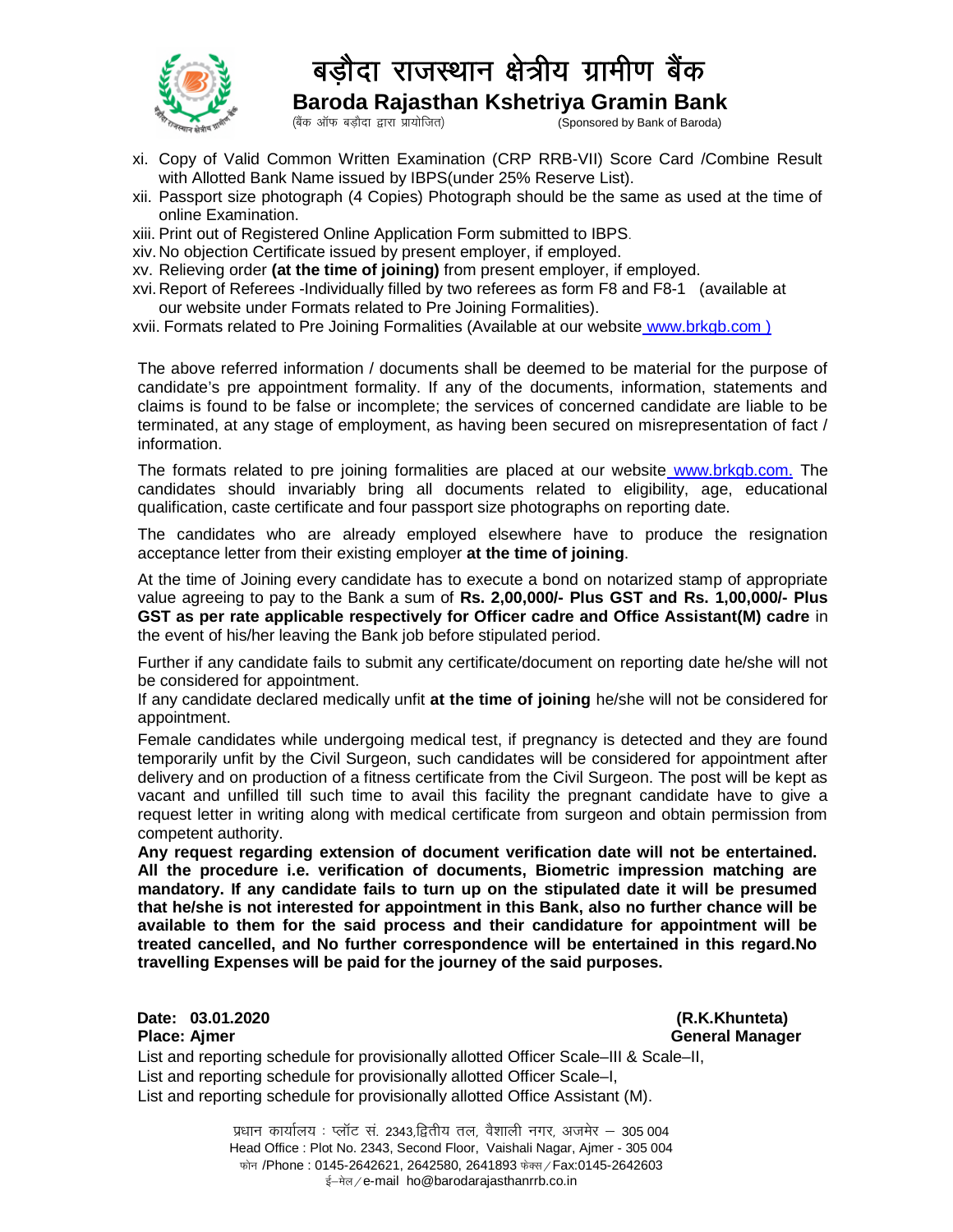# बड़ौदा राजस्थान क्षेत्रीय ग्रामीण बैंक

## Baroda Rajasthan Kshetriya Gramin Bank

(बैंक ऑफ बड़ौदा द्वारा प्रायोजित) (Sponsored by Bank of Baroda)

xi. Copy of Valid Common Written Examination (CRP RRB-VII) Score Card /Combine Result with Allotted Bank Name issued by IBPS(under 25% Reserve List).

xii. Passport size photograph (4 Copies) Photograph should be the same as used at the time of online Examination.

xiii. Print out of Registered Online Application Form submitted to IBPS.

xiv. No objection Certificate issued by present employer, if employed.

xv. Relieving order **(at the time of joining)** from present employer, if employed.

xvi. Report of Referees -Individually filled by two referees as form F8 and F8-1 (available at our website under Formats related to Pre Joining Formalities).

xvii. Formats related to Pre Joining Formalities (Available at our website www.brkgb.com )

The above referred information / documents shall be deemed to be material for the purpose of candidate's pre appointment formality. If any of the documents, information, statements and claims is found to be false or incomplete; the services of concerned candidate are liable to be terminated, at any stage of employment, as having been secured on misrepresentation of fact / information.

The formats related to pre joining formalities are placed at our website www.brkgb.com. The candidates should invariably bring all documents related to eligibility, age, educational qualification, caste certificate and four passport size photographs on reporting date.

The candidates who are already employed elsewhere have to produce the resignation acceptance letter from their existing employer **at the time of joining**.

At the time of Joining every candidate has to execute a bond on notarized stamp of appropriate value agreeing to pay to the Bank a sum of **Rs. 2,00,000/- Plus GST and Rs. 1,00,000/- Plus GST as per rate applicable respectively for Officer cadre and Office Assistant(M) cadre** in the event of his/her leaving the Bank job before stipulated period.

Further if any candidate fails to submit any certificate/document on reporting date he/she will not be considered for appointment.

If any candidate declared medically unfit **at the time of joining** he/she will not be considered for appointment.

Female candidates while undergoing medical test, if pregnancy is detected and they are found temporarily unfit by the Civil Surgeon, such candidates will be considered for appointment after delivery and on production of a fitness certificate from the Civil Surgeon. The post will be kept as vacant and unfilled till such time to avail this facility the pregnant candidate have to give a request letter in writing along with medical certificate from surgeon and obtain permission from competent authority.

**Any request regarding extension of document verification date will not be entertained. All the procedure i.e. verification of documents, Biometric impression matching are mandatory. If any candidate fails to turn up on the stipulated date it will be presumed that he/she is not interested for appointment in this Bank, also no further chance will be available to them for the said process and their candidature for appointment will be treated cancelled, and No further correspondence will be entertained in this regard.No travelling Expenses will be paid for the journey of the said purposes.**

**Date: 03.01.2020**
**Place: Ajmer**

**(R.K.Khunteta)**
**General Manager**

List and reporting schedule for provisionally allotted Officer Scale–III & Scale–II,
List and reporting schedule for provisionally allotted Officer Scale–I,
List and reporting schedule for provisionally allotted Office Assistant (M).

प्रधान कार्यालय : प्लॉट सं. 2343,द्वितीय तल, वैशाली नगर, अजमेर – 305 004
Head Office : Plot No. 2343, Second Floor, Vaishali Nagar, Ajmer - 305 004
फोन /Phone : 0145-2642621, 2642580, 2641893 फेक्स / Fax:0145-2642603
ई–मेल / e-mail ho@barodarajasthanrrb.co.in